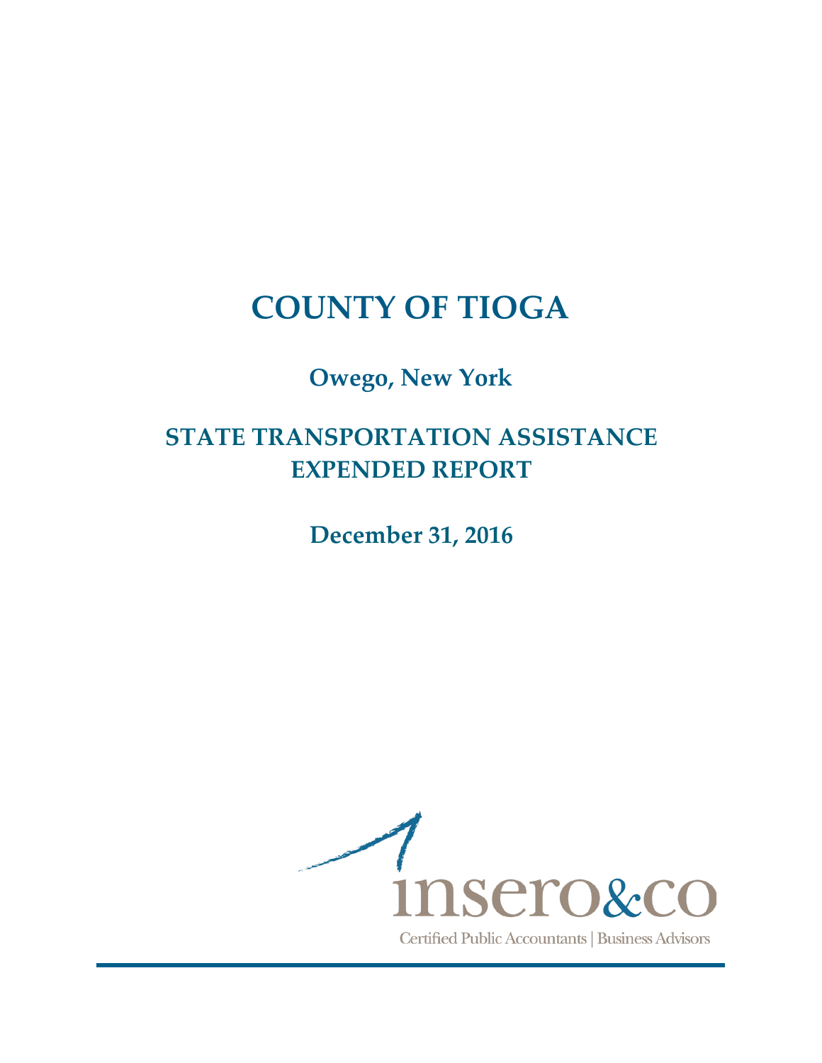# COUNTY OF TIOGA

## Owego, New York

## STATE TRANSPORTATION ASSISTANCE EXPENDED REPORT

## December 31, 2016

insero&co

Certified Public Accountants | Business Advisors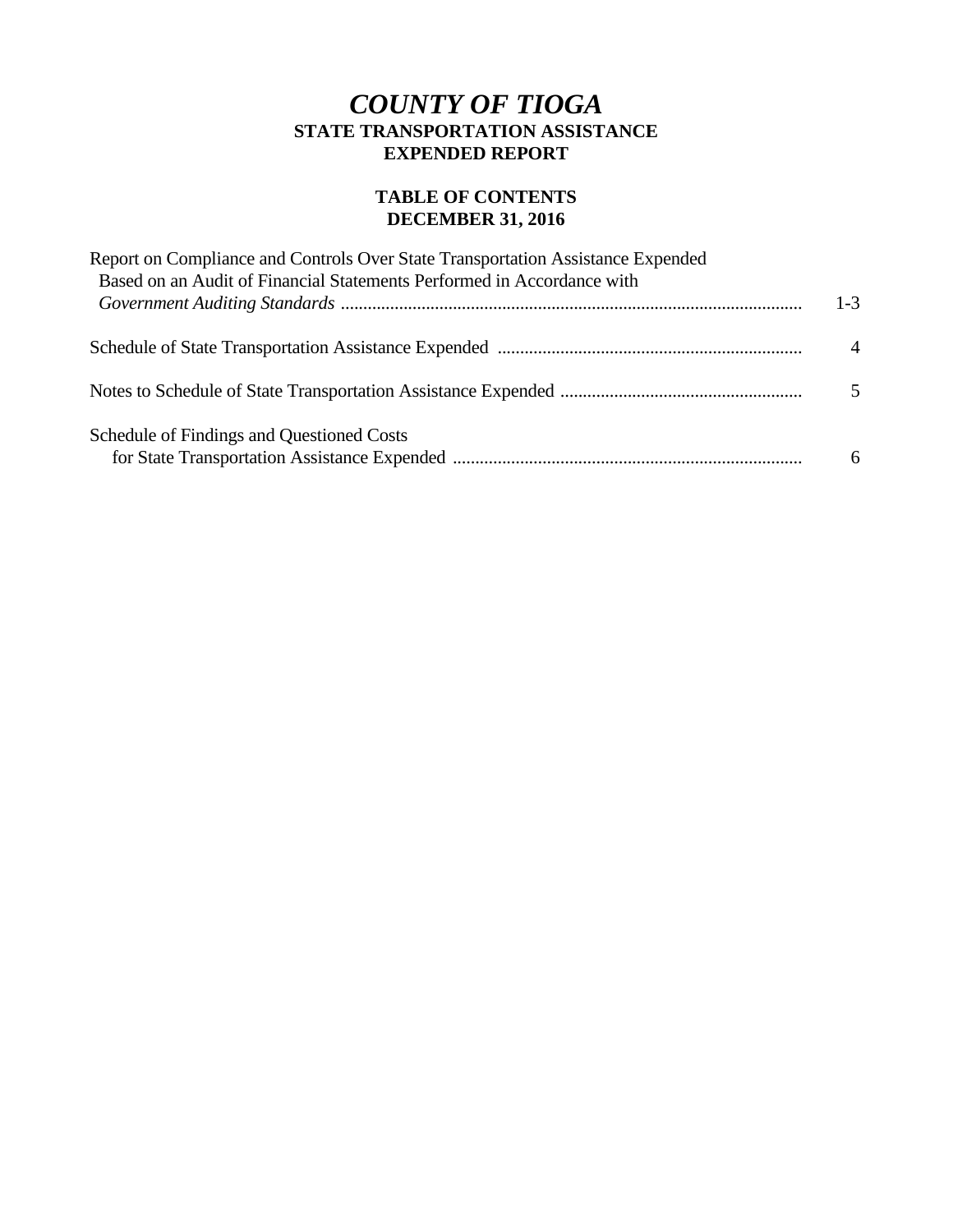# *COUNTY OF TIOGA*

**STATE TRANSPORTATION ASSISTANCE**
**EXPENDED REPORT**

**TABLE OF CONTENTS**
**DECEMBER 31, 2016**

| | |
|---|---|
| Report on Compliance and Controls Over State Transportation Assistance Expended Based on an Audit of Financial Statements Performed in Accordance with *Government Auditing Standards* | 1-3 |
| Schedule of State Transportation Assistance Expended | 4 |
| Notes to Schedule of State Transportation Assistance Expended | 5 |
| Schedule of Findings and Questioned Costs for State Transportation Assistance Expended | 6 |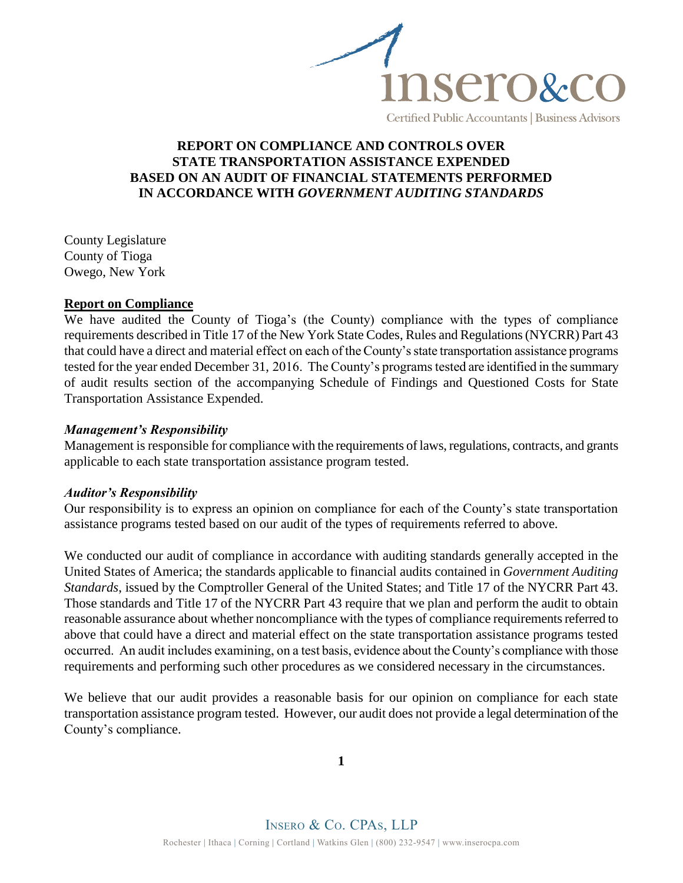**REPORT ON COMPLIANCE AND CONTROLS OVER STATE TRANSPORTATION ASSISTANCE EXPENDED BASED ON AN AUDIT OF FINANCIAL STATEMENTS PERFORMED IN ACCORDANCE WITH *GOVERNMENT AUDITING STANDARDS***

County Legislature
County of Tioga
Owego, New York

**Report on Compliance**

We have audited the County of Tioga's (the County) compliance with the types of compliance requirements described in Title 17 of the New York State Codes, Rules and Regulations (NYCRR) Part 43 that could have a direct and material effect on each of the County's state transportation assistance programs tested for the year ended December 31, 2016. The County's programs tested are identified in the summary of audit results section of the accompanying Schedule of Findings and Questioned Costs for State Transportation Assistance Expended.

***Management's Responsibility***

Management is responsible for compliance with the requirements of laws, regulations, contracts, and grants applicable to each state transportation assistance program tested.

***Auditor's Responsibility***

Our responsibility is to express an opinion on compliance for each of the County's state transportation assistance programs tested based on our audit of the types of requirements referred to above.

We conducted our audit of compliance in accordance with auditing standards generally accepted in the United States of America; the standards applicable to financial audits contained in *Government Auditing Standards*, issued by the Comptroller General of the United States; and Title 17 of the NYCRR Part 43. Those standards and Title 17 of the NYCRR Part 43 require that we plan and perform the audit to obtain reasonable assurance about whether noncompliance with the types of compliance requirements referred to above that could have a direct and material effect on the state transportation assistance programs tested occurred. An audit includes examining, on a test basis, evidence about the County's compliance with those requirements and performing such other procedures as we considered necessary in the circumstances.

We believe that our audit provides a reasonable basis for our opinion on compliance for each state transportation assistance program tested. However, our audit does not provide a legal determination of the County's compliance.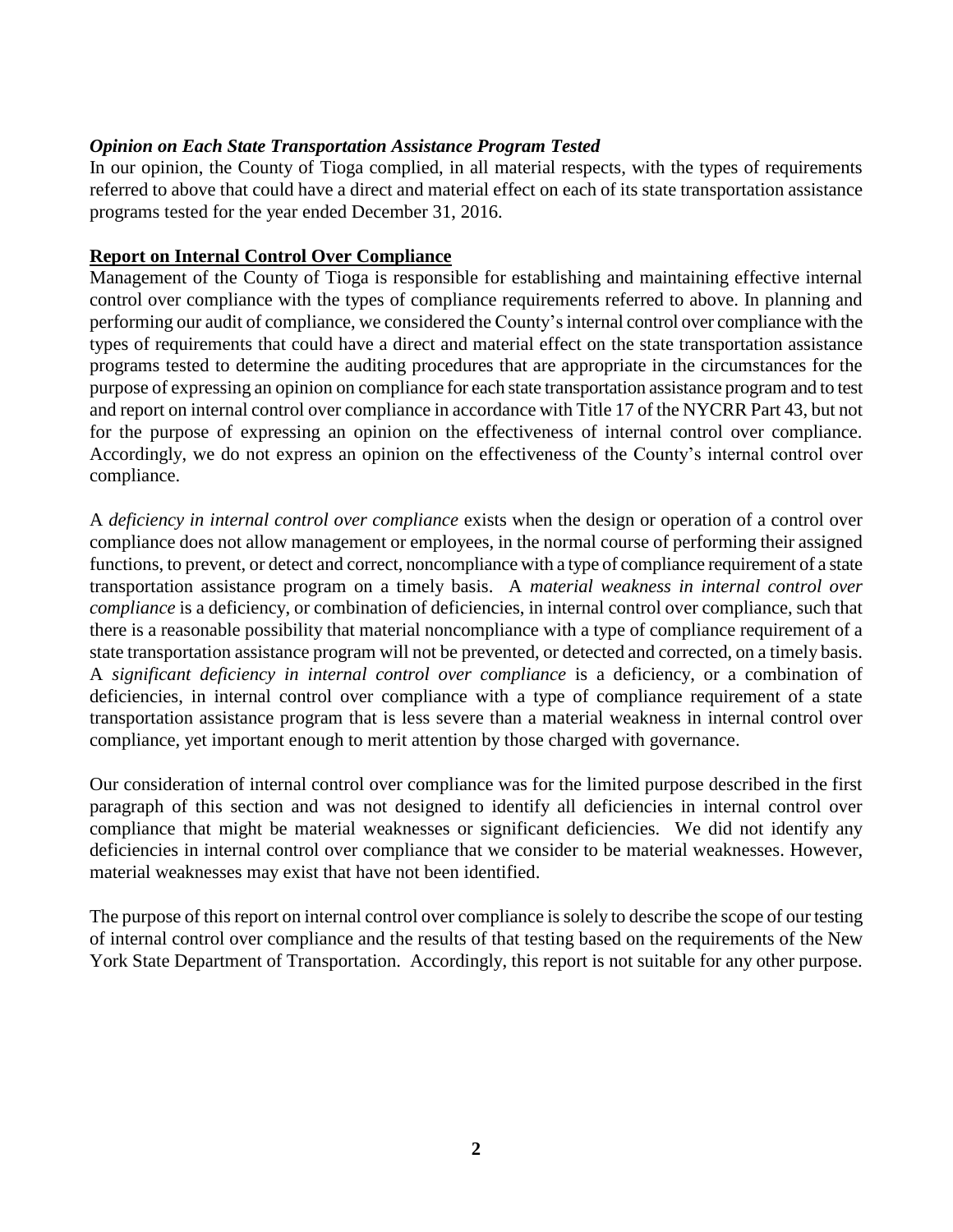***Opinion on Each State Transportation Assistance Program Tested***

In our opinion, the County of Tioga complied, in all material respects, with the types of requirements referred to above that could have a direct and material effect on each of its state transportation assistance programs tested for the year ended December 31, 2016.

**Report on Internal Control Over Compliance**

Management of the County of Tioga is responsible for establishing and maintaining effective internal control over compliance with the types of compliance requirements referred to above. In planning and performing our audit of compliance, we considered the County's internal control over compliance with the types of requirements that could have a direct and material effect on the state transportation assistance programs tested to determine the auditing procedures that are appropriate in the circumstances for the purpose of expressing an opinion on compliance for each state transportation assistance program and to test and report on internal control over compliance in accordance with Title 17 of the NYCRR Part 43, but not for the purpose of expressing an opinion on the effectiveness of internal control over compliance. Accordingly, we do not express an opinion on the effectiveness of the County's internal control over compliance.

A *deficiency in internal control over compliance* exists when the design or operation of a control over compliance does not allow management or employees, in the normal course of performing their assigned functions, to prevent, or detect and correct, noncompliance with a type of compliance requirement of a state transportation assistance program on a timely basis. A *material weakness in internal control over compliance* is a deficiency, or combination of deficiencies, in internal control over compliance, such that there is a reasonable possibility that material noncompliance with a type of compliance requirement of a state transportation assistance program will not be prevented, or detected and corrected, on a timely basis. A *significant deficiency in internal control over compliance* is a deficiency, or a combination of deficiencies, in internal control over compliance with a type of compliance requirement of a state transportation assistance program that is less severe than a material weakness in internal control over compliance, yet important enough to merit attention by those charged with governance.

Our consideration of internal control over compliance was for the limited purpose described in the first paragraph of this section and was not designed to identify all deficiencies in internal control over compliance that might be material weaknesses or significant deficiencies. We did not identify any deficiencies in internal control over compliance that we consider to be material weaknesses. However, material weaknesses may exist that have not been identified.

The purpose of this report on internal control over compliance is solely to describe the scope of our testing of internal control over compliance and the results of that testing based on the requirements of the New York State Department of Transportation. Accordingly, this report is not suitable for any other purpose.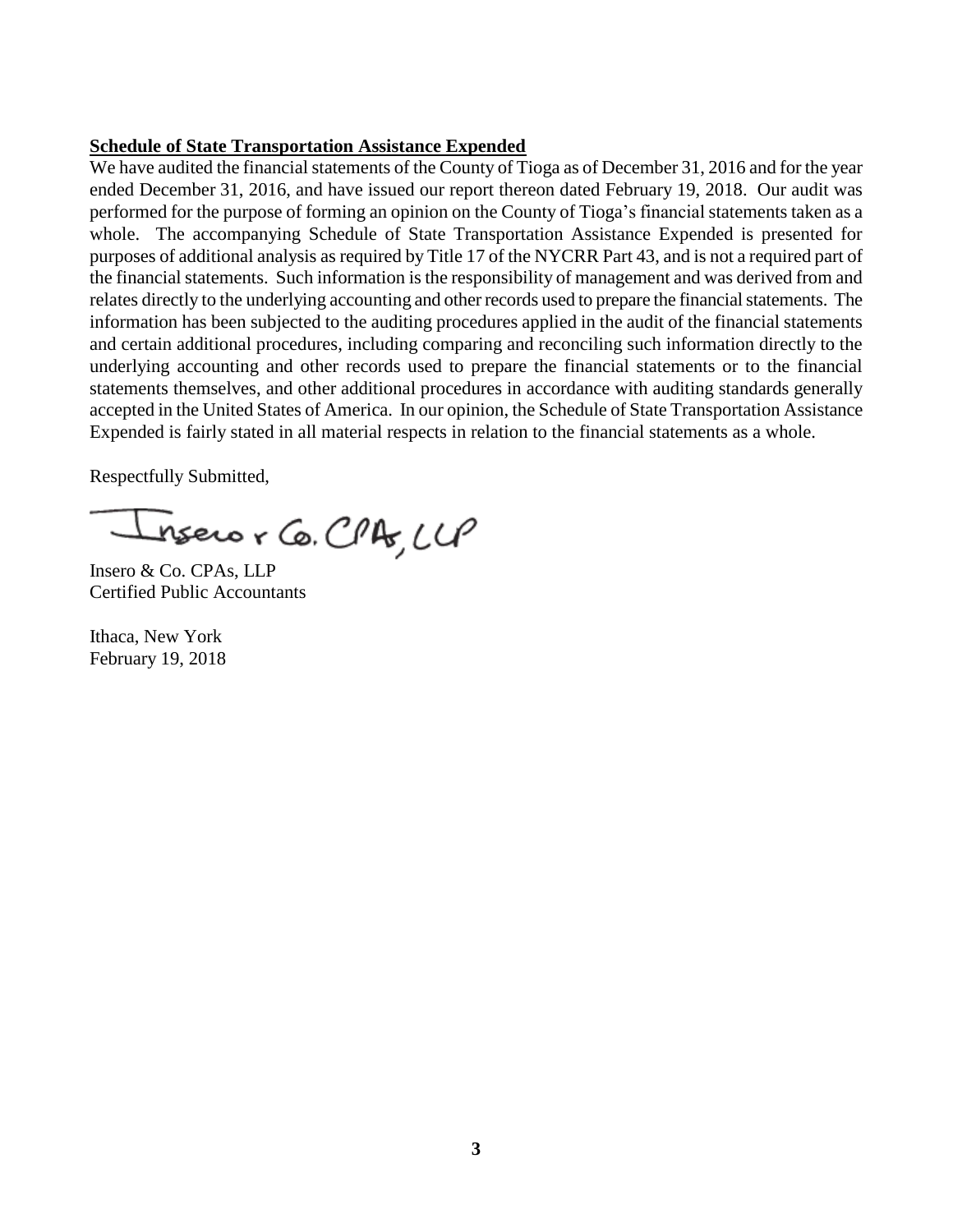**Schedule of State Transportation Assistance Expended**

We have audited the financial statements of the County of Tioga as of December 31, 2016 and for the year ended December 31, 2016, and have issued our report thereon dated February 19, 2018. Our audit was performed for the purpose of forming an opinion on the County of Tioga's financial statements taken as a whole. The accompanying Schedule of State Transportation Assistance Expended is presented for purposes of additional analysis as required by Title 17 of the NYCRR Part 43, and is not a required part of the financial statements. Such information is the responsibility of management and was derived from and relates directly to the underlying accounting and other records used to prepare the financial statements. The information has been subjected to the auditing procedures applied in the audit of the financial statements and certain additional procedures, including comparing and reconciling such information directly to the underlying accounting and other records used to prepare the financial statements or to the financial statements themselves, and other additional procedures in accordance with auditing standards generally accepted in the United States of America. In our opinion, the Schedule of State Transportation Assistance Expended is fairly stated in all material respects in relation to the financial statements as a whole.

Respectfully Submitted,

Insero & Co. CPAs, LLP

Insero & Co. CPAs, LLP
Certified Public Accountants

Ithaca, New York
February 19, 2018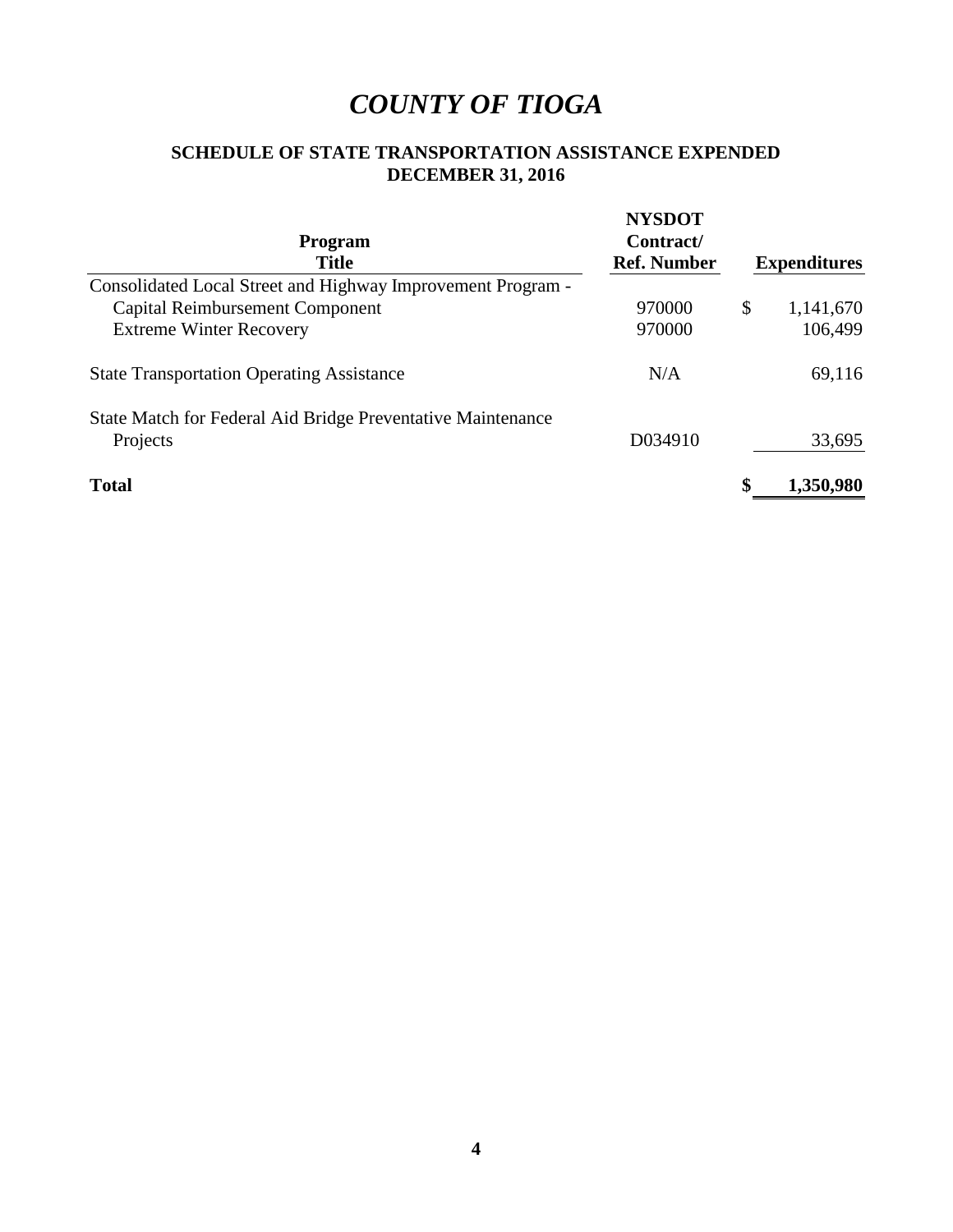# *COUNTY OF TIOGA*

## SCHEDULE OF STATE TRANSPORTATION ASSISTANCE EXPENDED
## DECEMBER 31, 2016

| Program Title | NYSDOT Contract/ Ref. Number | Expenditures |
|---|---|---|
| Consolidated Local Street and Highway Improvement Program - | | |
| Capital Reimbursement Component | 970000 | $ 1,141,670 |
| Extreme Winter Recovery | 970000 | 106,499 |
| State Transportation Operating Assistance | N/A | 69,116 |
| State Match for Federal Aid Bridge Preventative Maintenance Projects | D034910 | 33,695 |
| **Total** | | **$ 1,350,980** |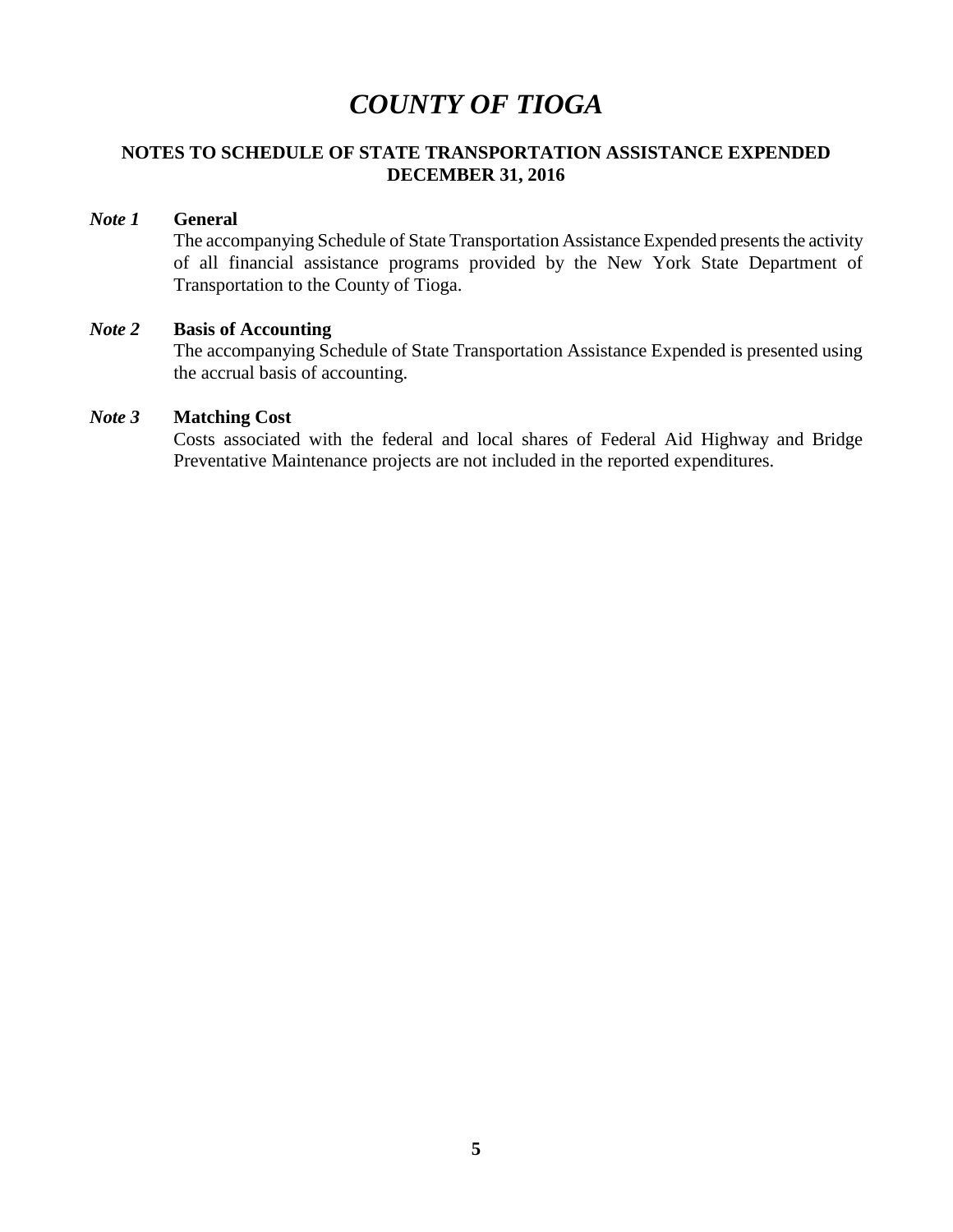# *COUNTY OF TIOGA*

## NOTES TO SCHEDULE OF STATE TRANSPORTATION ASSISTANCE EXPENDED DECEMBER 31, 2016

***Note 1*** **General**

The accompanying Schedule of State Transportation Assistance Expended presents the activity of all financial assistance programs provided by the New York State Department of Transportation to the County of Tioga.

***Note 2*** **Basis of Accounting**

The accompanying Schedule of State Transportation Assistance Expended is presented using the accrual basis of accounting.

***Note 3*** **Matching Cost**

Costs associated with the federal and local shares of Federal Aid Highway and Bridge Preventative Maintenance projects are not included in the reported expenditures.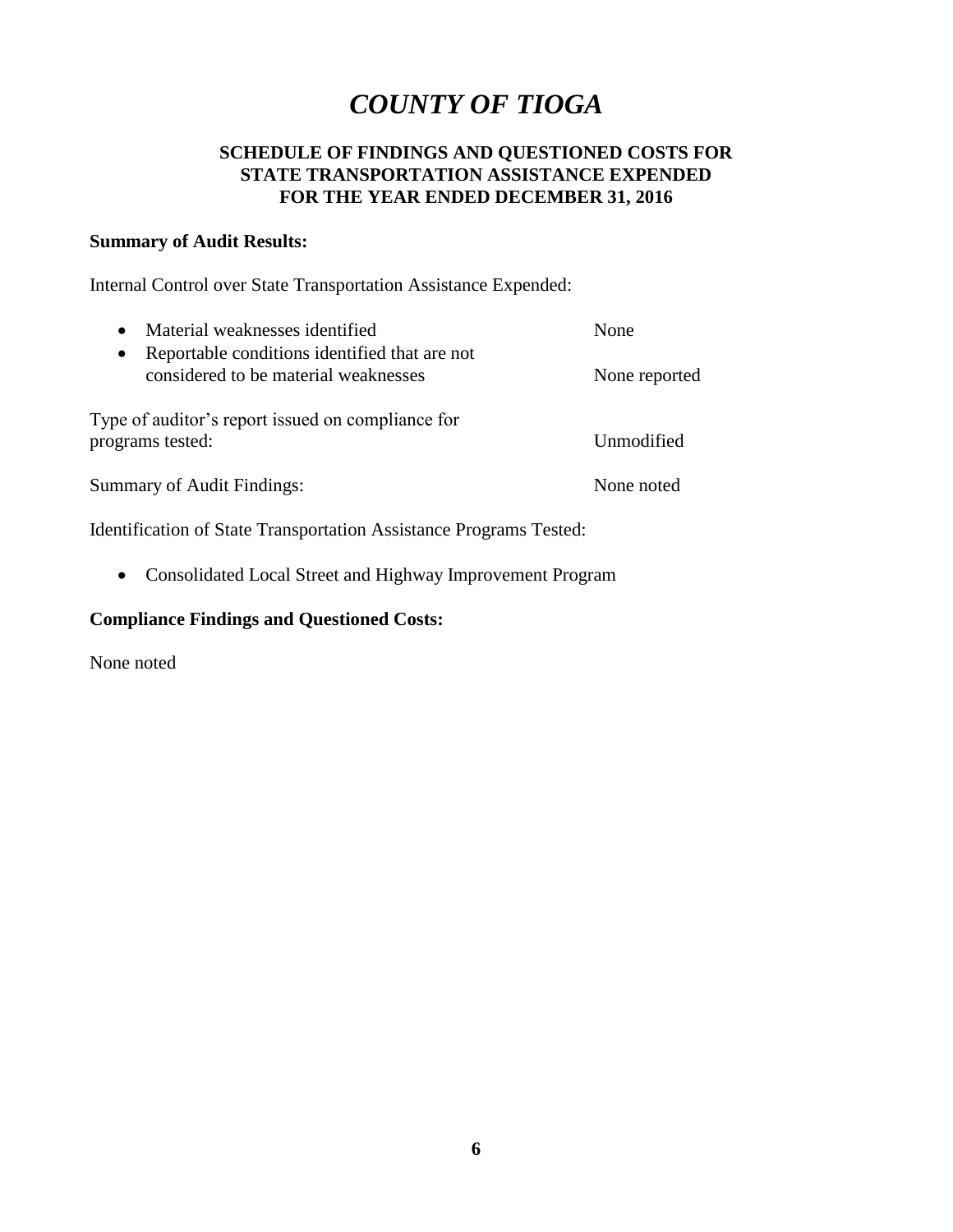# *COUNTY OF TIOGA*

## SCHEDULE OF FINDINGS AND QUESTIONED COSTS FOR STATE TRANSPORTATION ASSISTANCE EXPENDED FOR THE YEAR ENDED DECEMBER 31, 2016

**Summary of Audit Results:**

Internal Control over State Transportation Assistance Expended:

| | |
|---|---|
| • Material weaknesses identified | None |
| • Reportable conditions identified that are not considered to be material weaknesses | None reported |

| | |
|---|---|
| Type of auditor's report issued on compliance for programs tested: | Unmodified |
| Summary of Audit Findings: | None noted |

Identification of State Transportation Assistance Programs Tested:

- Consolidated Local Street and Highway Improvement Program

**Compliance Findings and Questioned Costs:**

None noted